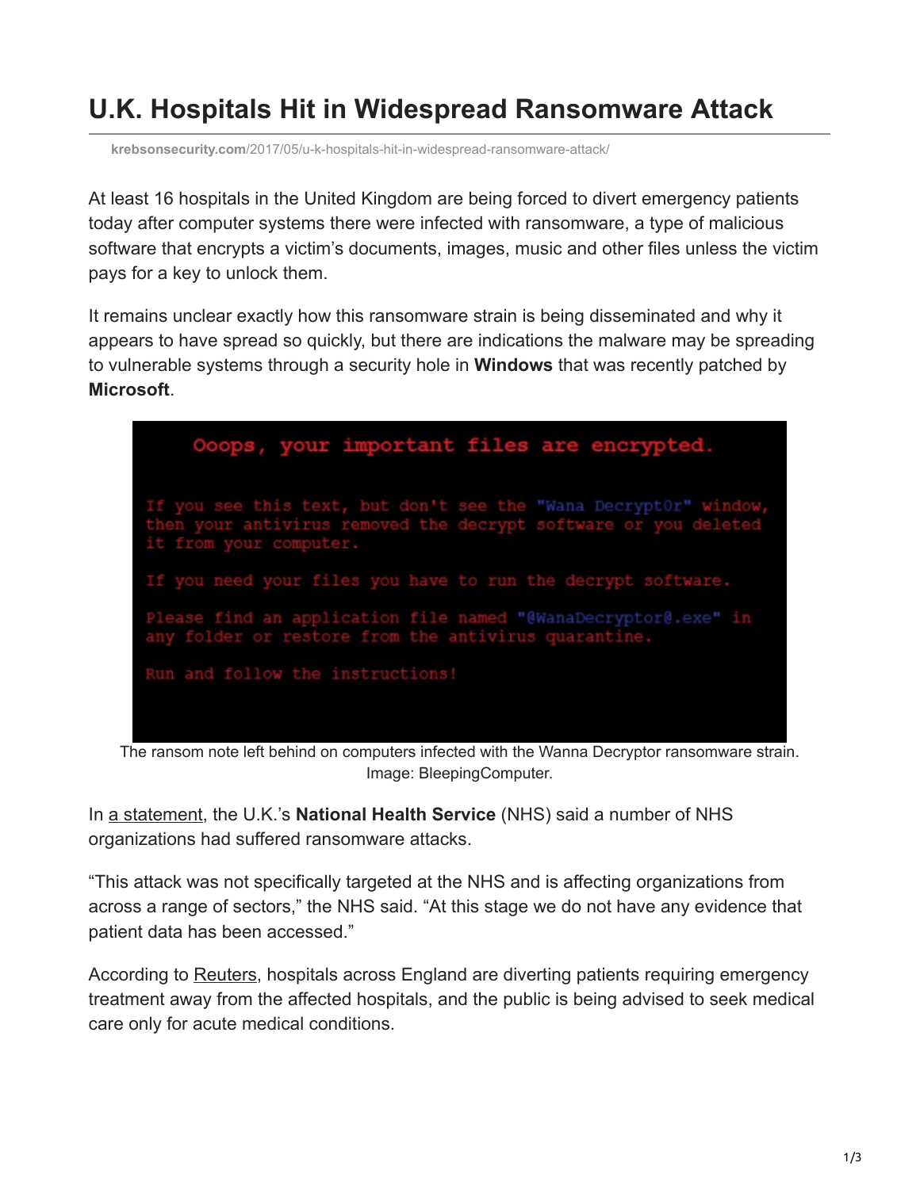# U.K. Hospitals Hit in Widespread Ransomware Attack

krebsonsecurity.com/2017/05/u-k-hospitals-hit-in-widespread-ransomware-attack/

At least 16 hospitals in the United Kingdom are being forced to divert emergency patients today after computer systems there were infected with ransomware, a type of malicious software that encrypts a victim's documents, images, music and other files unless the victim pays for a key to unlock them.

It remains unclear exactly how this ransomware strain is being disseminated and why it appears to have spread so quickly, but there are indications the malware may be spreading to vulnerable systems through a security hole in **Windows** that was recently patched by **Microsoft**.

```
Ooops, your important files are encrypted.

If you see this text, but don't see the "Wana Decrypt0r" window,
then your antivirus removed the decrypt software or you deleted
it from your computer.

If you need your files you have to run the decrypt software.

Please find an application file named "@WanaDecryptor@.exe" in
any folder or restore from the antivirus quarantine.

Run and follow the instructions!
```

The ransom note left behind on computers infected with the Wanna Decryptor ransomware strain. Image: BleepingComputer.

In a statement, the U.K.'s **National Health Service** (NHS) said a number of NHS organizations had suffered ransomware attacks.

"This attack was not specifically targeted at the NHS and is affecting organizations from across a range of sectors," the NHS said. "At this stage we do not have any evidence that patient data has been accessed."

According to Reuters, hospitals across England are diverting patients requiring emergency treatment away from the affected hospitals, and the public is being advised to seek medical care only for acute medical conditions.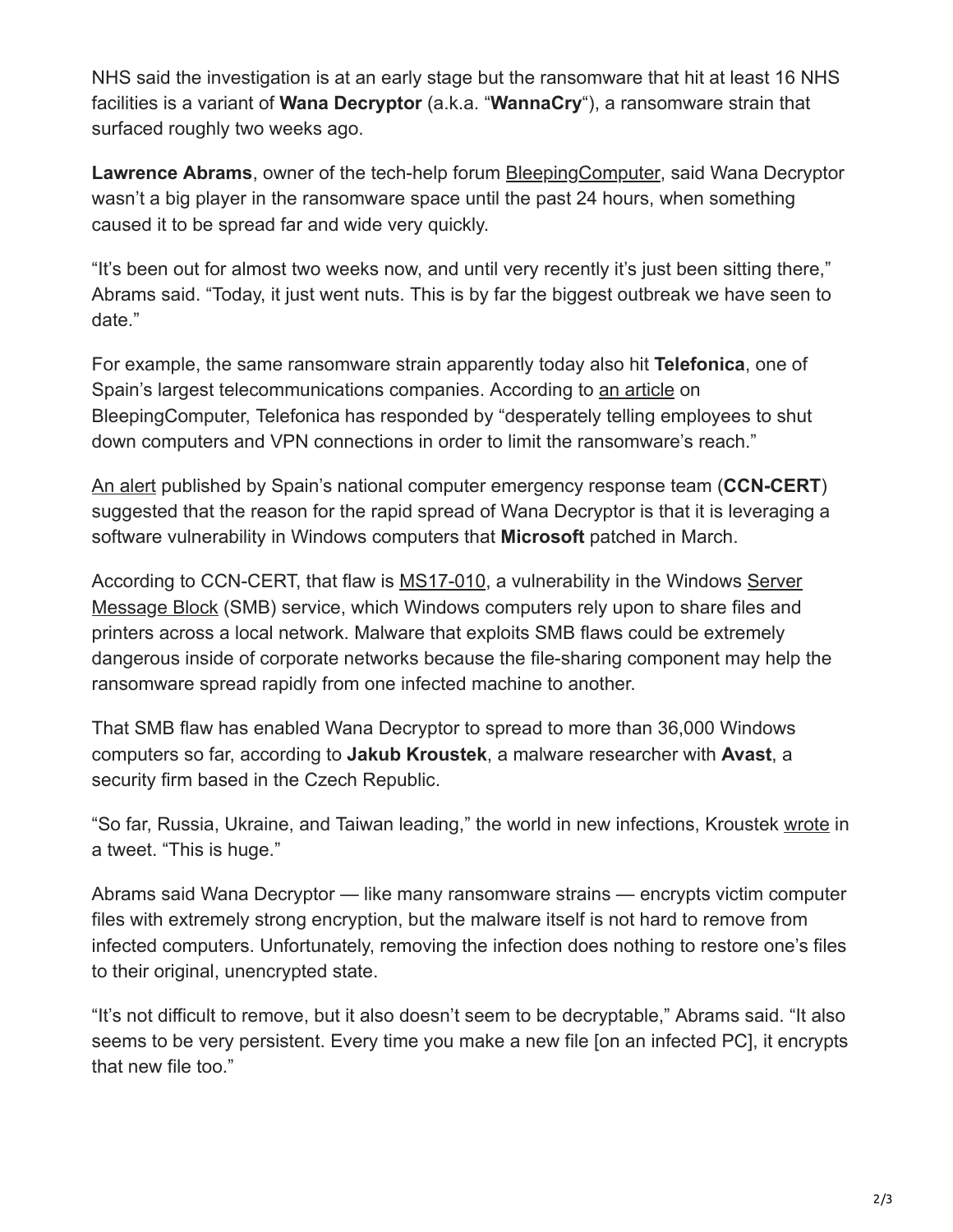NHS said the investigation is at an early stage but the ransomware that hit at least 16 NHS facilities is a variant of **Wana Decryptor** (a.k.a. "**WannaCry**"), a ransomware strain that surfaced roughly two weeks ago.

**Lawrence Abrams**, owner of the tech-help forum BleepingComputer, said Wana Decryptor wasn't a big player in the ransomware space until the past 24 hours, when something caused it to be spread far and wide very quickly.

"It's been out for almost two weeks now, and until very recently it's just been sitting there," Abrams said. "Today, it just went nuts. This is by far the biggest outbreak we have seen to date."

For example, the same ransomware strain apparently today also hit **Telefonica**, one of Spain's largest telecommunications companies. According to an article on BleepingComputer, Telefonica has responded by "desperately telling employees to shut down computers and VPN connections in order to limit the ransomware's reach."

An alert published by Spain's national computer emergency response team (**CCN-CERT**) suggested that the reason for the rapid spread of Wana Decryptor is that it is leveraging a software vulnerability in Windows computers that **Microsoft** patched in March.

According to CCN-CERT, that flaw is MS17-010, a vulnerability in the Windows Server Message Block (SMB) service, which Windows computers rely upon to share files and printers across a local network. Malware that exploits SMB flaws could be extremely dangerous inside of corporate networks because the file-sharing component may help the ransomware spread rapidly from one infected machine to another.

That SMB flaw has enabled Wana Decryptor to spread to more than 36,000 Windows computers so far, according to **Jakub Kroustek**, a malware researcher with **Avast**, a security firm based in the Czech Republic.

"So far, Russia, Ukraine, and Taiwan leading," the world in new infections, Kroustek wrote in a tweet. "This is huge."

Abrams said Wana Decryptor — like many ransomware strains — encrypts victim computer files with extremely strong encryption, but the malware itself is not hard to remove from infected computers. Unfortunately, removing the infection does nothing to restore one's files to their original, unencrypted state.

"It's not difficult to remove, but it also doesn't seem to be decryptable," Abrams said. "It also seems to be very persistent. Every time you make a new file [on an infected PC], it encrypts that new file too."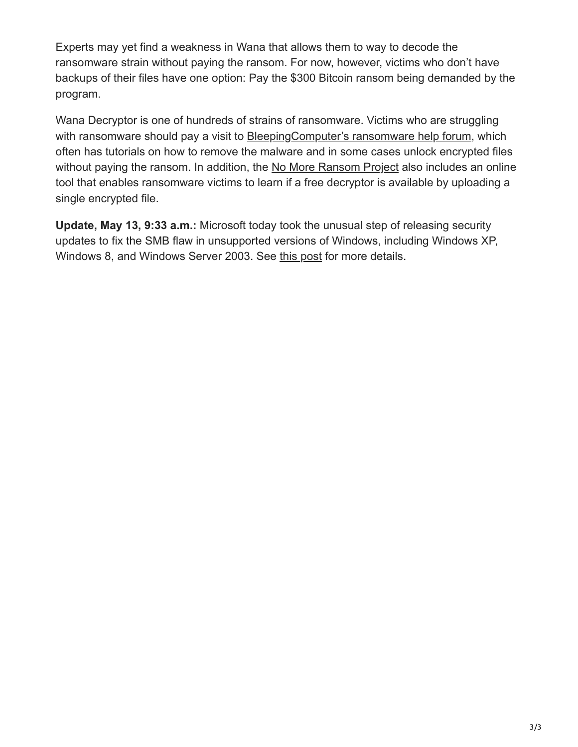Experts may yet find a weakness in Wana that allows them to way to decode the ransomware strain without paying the ransom. For now, however, victims who don't have backups of their files have one option: Pay the $300 Bitcoin ransom being demanded by the program.

Wana Decryptor is one of hundreds of strains of ransomware. Victims who are struggling with ransomware should pay a visit to BleepingComputer's ransomware help forum, which often has tutorials on how to remove the malware and in some cases unlock encrypted files without paying the ransom. In addition, the No More Ransom Project also includes an online tool that enables ransomware victims to learn if a free decryptor is available by uploading a single encrypted file.

**Update, May 13, 9:33 a.m.:** Microsoft today took the unusual step of releasing security updates to fix the SMB flaw in unsupported versions of Windows, including Windows XP, Windows 8, and Windows Server 2003. See this post for more details.